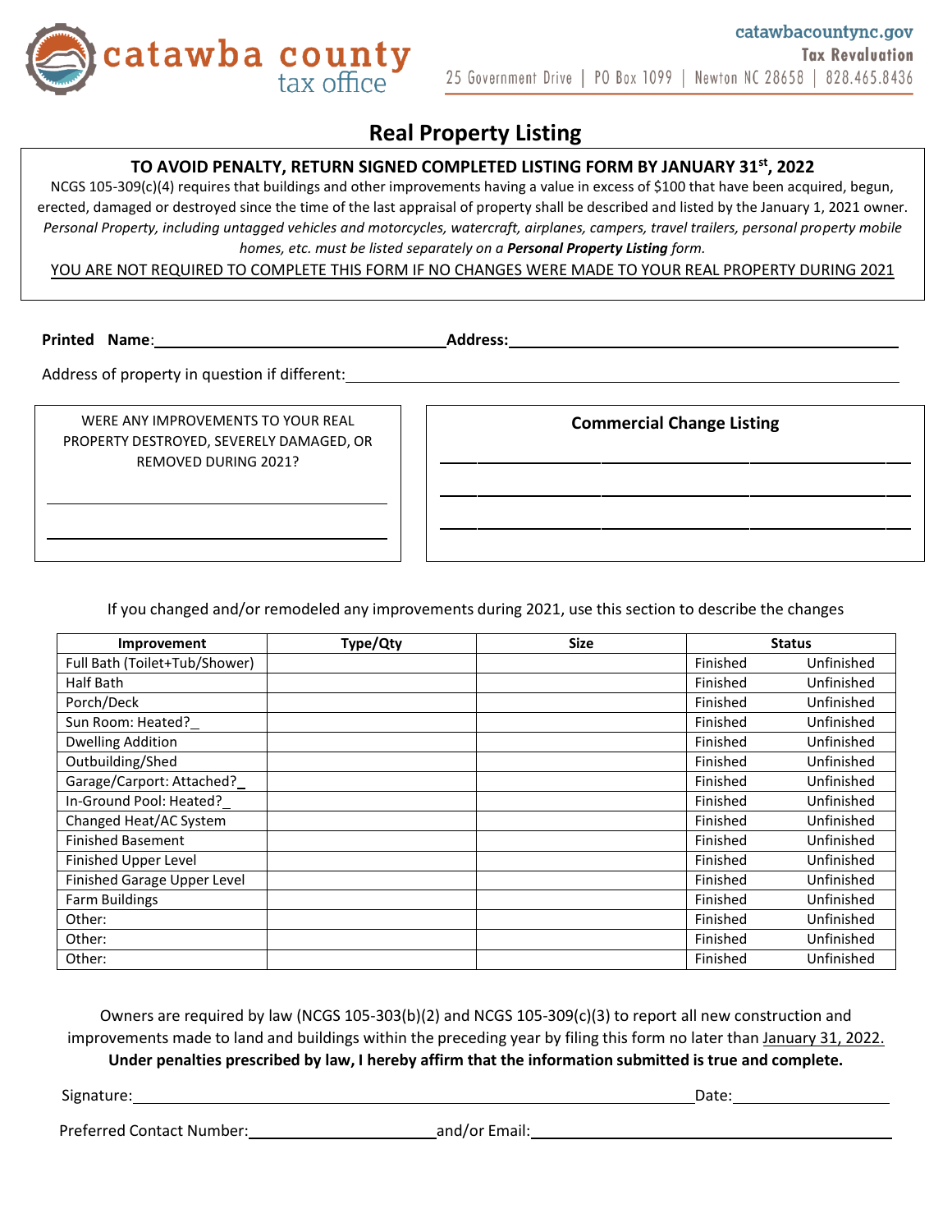catawba county tax office

catawbacountync.gov
**Tax Revaluation**
25 Government Drive | PO Box 1099 | Newton NC 28658 | 828.465.8436

# Real Property Listing

**TO AVOID PENALTY, RETURN SIGNED COMPLETED LISTING FORM BY JANUARY 31st, 2022**

NCGS 105-309(c)(4) requires that buildings and other improvements having a value in excess of $100 that have been acquired, begun, erected, damaged or destroyed since the time of the last appraisal of property shall be described and listed by the January 1, 2021 owner. *Personal Property, including untagged vehicles and motorcycles, watercraft, airplanes, campers, travel trailers, personal property mobile homes, etc. must be listed separately on a* ***Personal Property Listing*** *form.*

YOU ARE NOT REQUIRED TO COMPLETE THIS FORM IF NO CHANGES WERE MADE TO YOUR REAL PROPERTY DURING 2021

**Printed Name**:\_\_\_\_\_\_\_\_\_\_\_\_\_\_\_\_\_\_\_\_\_\_\_\_\_\_\_\_ **Address:**\_\_\_\_\_\_\_\_\_\_\_\_\_\_\_\_\_\_\_\_\_\_\_\_\_\_\_\_\_\_\_\_\_\_\_\_\_\_

Address of property in question if different:\_\_\_\_\_\_\_\_\_\_\_\_\_\_\_\_\_\_\_\_\_\_\_\_\_\_\_\_\_\_\_\_\_\_\_\_\_\_\_\_\_\_\_\_

WERE ANY IMPROVEMENTS TO YOUR REAL PROPERTY DESTROYED, SEVERELY DAMAGED, OR REMOVED DURING 2021?

\_\_\_\_\_\_\_\_\_\_\_\_\_\_\_\_\_\_\_\_\_\_\_\_\_\_\_\_\_\_\_\_\_\_\_\_\_\_

\_\_\_\_\_\_\_\_\_\_\_\_\_\_\_\_\_\_\_\_\_\_\_\_\_\_\_\_\_\_\_\_\_\_\_\_\_\_

**Commercial Change Listing**

\_\_\_\_\_\_\_\_\_\_\_\_\_\_\_\_\_\_\_\_\_\_\_\_\_\_\_\_\_\_\_\_\_\_\_\_\_\_\_\_\_\_\_\_\_\_

\_\_\_\_\_\_\_\_\_\_\_\_\_\_\_\_\_\_\_\_\_\_\_\_\_\_\_\_\_\_\_\_\_\_\_\_\_\_\_\_\_\_\_\_\_\_

\_\_\_\_\_\_\_\_\_\_\_\_\_\_\_\_\_\_\_\_\_\_\_\_\_\_\_\_\_\_\_\_\_\_\_\_\_\_\_\_\_\_\_\_\_\_

If you changed and/or remodeled any improvements during 2021, use this section to describe the changes

| Improvement | Type/Qty | Size | Status | |
|---|---|---|---|---|
| Full Bath (Toilet+Tub/Shower) | | | Finished | Unfinished |
| Half Bath | | | Finished | Unfinished |
| Porch/Deck | | | Finished | Unfinished |
| Sun Room: Heated?\_ | | | Finished | Unfinished |
| Dwelling Addition | | | Finished | Unfinished |
| Outbuilding/Shed | | | Finished | Unfinished |
| Garage/Carport: Attached?\_ | | | Finished | Unfinished |
| In-Ground Pool: Heated?\_ | | | Finished | Unfinished |
| Changed Heat/AC System | | | Finished | Unfinished |
| Finished Basement | | | Finished | Unfinished |
| Finished Upper Level | | | Finished | Unfinished |
| Finished Garage Upper Level | | | Finished | Unfinished |
| Farm Buildings | | | Finished | Unfinished |
| Other: | | | Finished | Unfinished |
| Other: | | | Finished | Unfinished |
| Other: | | | Finished | Unfinished |

Owners are required by law (NCGS 105-303(b)(2) and NCGS 105-309(c)(3) to report all new construction and improvements made to land and buildings within the preceding year by filing this form no later than January 31, 2022.
**Under penalties prescribed by law, I hereby affirm that the information submitted is true and complete.**

Signature:\_\_\_\_\_\_\_\_\_\_\_\_\_\_\_\_\_\_\_\_\_\_\_\_\_\_\_\_\_\_\_\_\_\_\_\_\_\_\_\_\_\_\_\_\_\_\_\_ Date:\_\_\_\_\_\_\_\_\_\_\_\_\_\_

Preferred Contact Number:\_\_\_\_\_\_\_\_\_\_\_\_\_\_\_\_\_\_ and/or Email:\_\_\_\_\_\_\_\_\_\_\_\_\_\_\_\_\_\_\_\_\_\_\_\_\_\_\_\_\_\_\_\_\_\_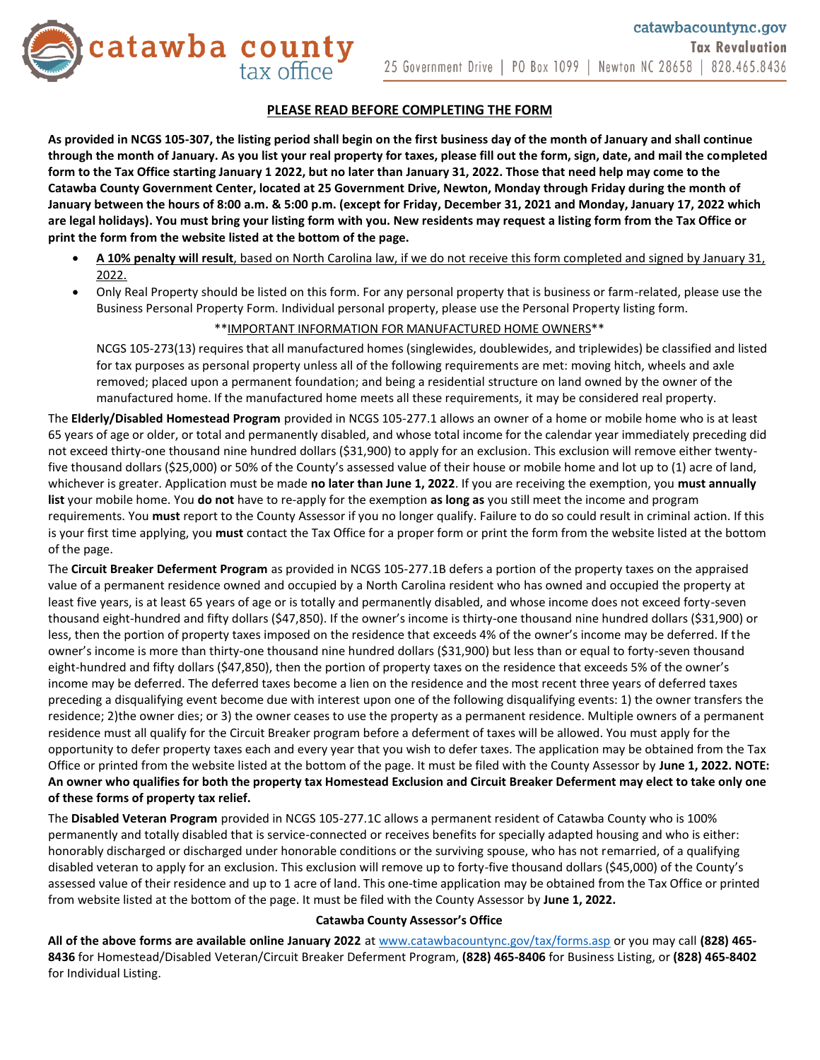catawba county
tax office

catawbacountync.gov
**Tax Revaluation**
25 Government Drive | PO Box 1099 | Newton NC 28658 | 828.465.8436

## PLEASE READ BEFORE COMPLETING THE FORM

**As provided in NCGS 105-307, the listing period shall begin on the first business day of the month of January and shall continue through the month of January. As you list your real property for taxes, please fill out the form, sign, date, and mail the completed form to the Tax Office starting January 1 2022, but no later than January 31, 2022. Those that need help may come to the Catawba County Government Center, located at 25 Government Drive, Newton, Monday through Friday during the month of January between the hours of 8:00 a.m. & 5:00 p.m. (except for Friday, December 31, 2021 and Monday, January 17, 2022 which are legal holidays). You must bring your listing form with you. New residents may request a listing form from the Tax Office or print the form from the website listed at the bottom of the page.**

- **A 10% penalty will result**, based on North Carolina law, if we do not receive this form completed and signed by January 31, 2022.
- Only Real Property should be listed on this form. For any personal property that is business or farm-related, please use the Business Personal Property Form. Individual personal property, please use the Personal Property listing form.

**IMPORTANT INFORMATION FOR MANUFACTURED HOME OWNERS**

NCGS 105-273(13) requires that all manufactured homes (singlewides, doublewides, and triplewides) be classified and listed for tax purposes as personal property unless all of the following requirements are met: moving hitch, wheels and axle removed; placed upon a permanent foundation; and being a residential structure on land owned by the owner of the manufactured home. If the manufactured home meets all these requirements, it may be considered real property.

The **Elderly/Disabled Homestead Program** provided in NCGS 105-277.1 allows an owner of a home or mobile home who is at least 65 years of age or older, or total and permanently disabled, and whose total income for the calendar year immediately preceding did not exceed thirty-one thousand nine hundred dollars ($31,900) to apply for an exclusion. This exclusion will remove either twenty-five thousand dollars ($25,000) or 50% of the County's assessed value of their house or mobile home and lot up to (1) acre of land, whichever is greater. Application must be made **no later than June 1, 2022**. If you are receiving the exemption, you **must annually list** your mobile home. You **do not** have to re-apply for the exemption **as long as** you still meet the income and program requirements. You **must** report to the County Assessor if you no longer qualify. Failure to do so could result in criminal action. If this is your first time applying, you **must** contact the Tax Office for a proper form or print the form from the website listed at the bottom of the page.

The **Circuit Breaker Deferment Program** as provided in NCGS 105-277.1B defers a portion of the property taxes on the appraised value of a permanent residence owned and occupied by a North Carolina resident who has owned and occupied the property at least five years, is at least 65 years of age or is totally and permanently disabled, and whose income does not exceed forty-seven thousand eight-hundred and fifty dollars ($47,850). If the owner's income is thirty-one thousand nine hundred dollars ($31,900) or less, then the portion of property taxes imposed on the residence that exceeds 4% of the owner's income may be deferred. If the owner's income is more than thirty-one thousand nine hundred dollars ($31,900) but less than or equal to forty-seven thousand eight-hundred and fifty dollars ($47,850), then the portion of property taxes on the residence that exceeds 5% of the owner's income may be deferred. The deferred taxes become a lien on the residence and the most recent three years of deferred taxes preceding a disqualifying event become due with interest upon one of the following disqualifying events: 1) the owner transfers the residence; 2)the owner dies; or 3) the owner ceases to use the property as a permanent residence. Multiple owners of a permanent residence must all qualify for the Circuit Breaker program before a deferment of taxes will be allowed. You must apply for the opportunity to defer property taxes each and every year that you wish to defer taxes. The application may be obtained from the Tax Office or printed from the website listed at the bottom of the page. It must be filed with the County Assessor by **June 1, 2022. NOTE: An owner who qualifies for both the property tax Homestead Exclusion and Circuit Breaker Deferment may elect to take only one of these forms of property tax relief.**

The **Disabled Veteran Program** provided in NCGS 105-277.1C allows a permanent resident of Catawba County who is 100% permanently and totally disabled that is service-connected or receives benefits for specially adapted housing and who is either: honorably discharged or discharged under honorable conditions or the surviving spouse, who has not remarried, of a qualifying disabled veteran to apply for an exclusion. This exclusion will remove up to forty-five thousand dollars ($45,000) of the County's assessed value of their residence and up to 1 acre of land. This one-time application may be obtained from the Tax Office or printed from website listed at the bottom of the page. It must be filed with the County Assessor by **June 1, 2022.**

**Catawba County Assessor's Office**

**All of the above forms are available online January 2022** at www.catawbacountync.gov/tax/forms.asp or you may call **(828) 465-8436** for Homestead/Disabled Veteran/Circuit Breaker Deferment Program, **(828) 465-8406** for Business Listing, or **(828) 465-8402** for Individual Listing.